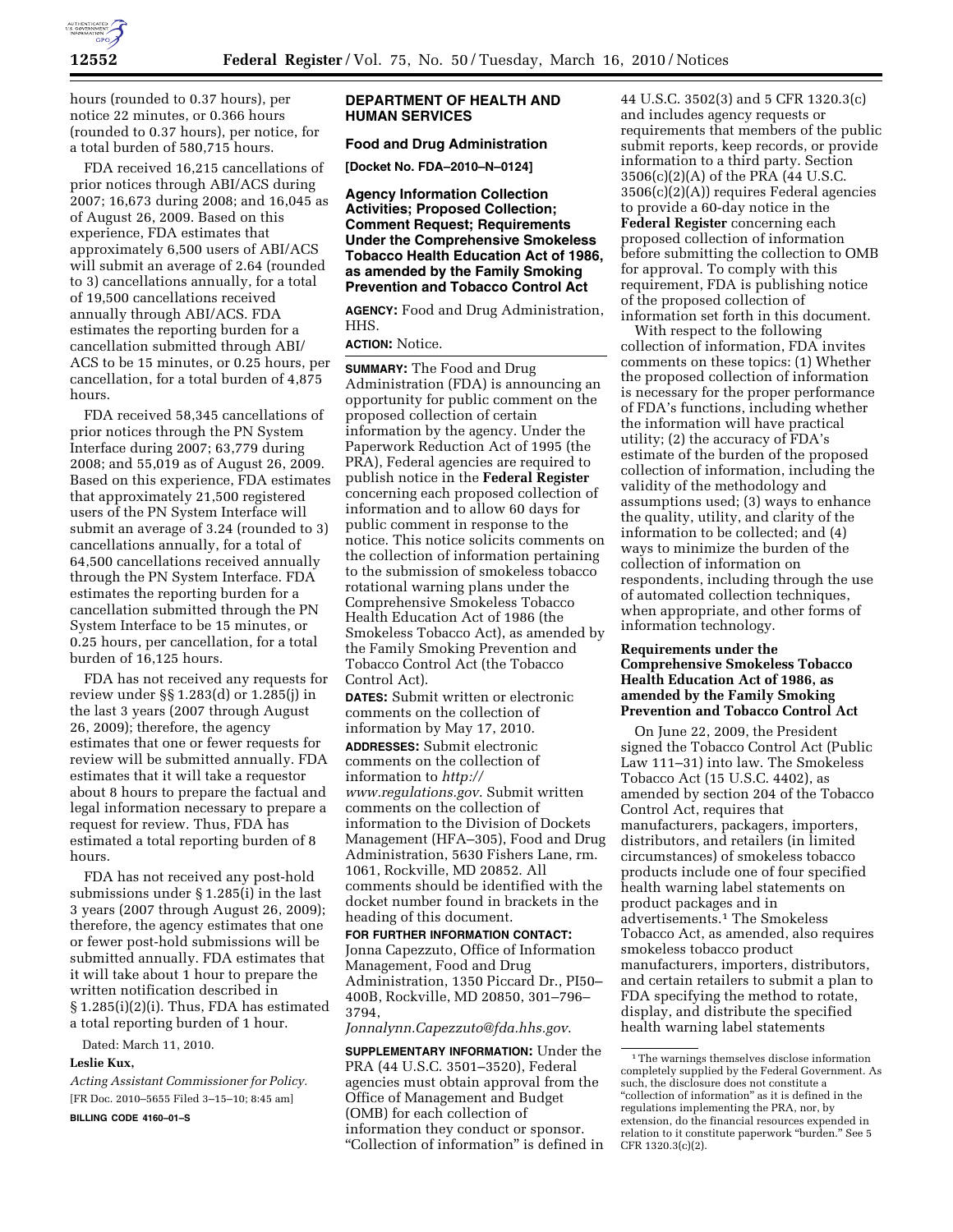hours (rounded to 0.37 hours), per notice 22 minutes, or 0.366 hours (rounded to 0.37 hours), per notice, for a total burden of 580,715 hours.

FDA received 16,215 cancellations of prior notices through ABI/ACS during 2007; 16,673 during 2008; and 16,045 as of August 26, 2009. Based on this experience, FDA estimates that approximately 6,500 users of ABI/ACS will submit an average of 2.64 (rounded to 3) cancellations annually, for a total of 19,500 cancellations received annually through ABI/ACS. FDA estimates the reporting burden for a cancellation submitted through ABI/ACS to be 15 minutes, or 0.25 hours, per cancellation, for a total burden of 4,875 hours.

FDA received 58,345 cancellations of prior notices through the PN System Interface during 2007; 63,779 during 2008; and 55,019 as of August 26, 2009. Based on this experience, FDA estimates that approximately 21,500 registered users of the PN System Interface will submit an average of 3.24 (rounded to 3) cancellations annually, for a total of 64,500 cancellations received annually through the PN System Interface. FDA estimates the reporting burden for a cancellation submitted through the PN System Interface to be 15 minutes, or 0.25 hours, per cancellation, for a total burden of 16,125 hours.

FDA has not received any requests for review under §§ 1.283(d) or 1.285(j) in the last 3 years (2007 through August 26, 2009); therefore, the agency estimates that one or fewer requests for review will be submitted annually. FDA estimates that it will take a requestor about 8 hours to prepare the factual and legal information necessary to prepare a request for review. Thus, FDA has estimated a total reporting burden of 8 hours.

FDA has not received any post-hold submissions under § 1.285(i) in the last 3 years (2007 through August 26, 2009); therefore, the agency estimates that one or fewer post-hold submissions will be submitted annually. FDA estimates that it will take about 1 hour to prepare the written notification described in § 1.285(i)(2)(i). Thus, FDA has estimated a total reporting burden of 1 hour.

Dated: March 11, 2010.

**Leslie Kux,**

*Acting Assistant Commissioner for Policy.*

[FR Doc. 2010–5655 Filed 3–15–10; 8:45 am]

**BILLING CODE 4160–01–S**

## DEPARTMENT OF HEALTH AND HUMAN SERVICES

### Food and Drug Administration

**[Docket No. FDA–2010–N–0124]**

### Agency Information Collection Activities; Proposed Collection; Comment Request; Requirements Under the Comprehensive Smokeless Tobacco Health Education Act of 1986, as amended by the Family Smoking Prevention and Tobacco Control Act

**AGENCY:** Food and Drug Administration, HHS.

**ACTION:** Notice.

**SUMMARY:** The Food and Drug Administration (FDA) is announcing an opportunity for public comment on the proposed collection of certain information by the agency. Under the Paperwork Reduction Act of 1995 (the PRA), Federal agencies are required to publish notice in the **Federal Register** concerning each proposed collection of information and to allow 60 days for public comment in response to the notice. This notice solicits comments on the collection of information pertaining to the submission of smokeless tobacco rotational warning plans under the Comprehensive Smokeless Tobacco Health Education Act of 1986 (the Smokeless Tobacco Act), as amended by the Family Smoking Prevention and Tobacco Control Act (the Tobacco Control Act).

**DATES:** Submit written or electronic comments on the collection of information by May 17, 2010.

**ADDRESSES:** Submit electronic comments on the collection of information to *http://www.regulations.gov*. Submit written comments on the collection of information to the Division of Dockets Management (HFA–305), Food and Drug Administration, 5630 Fishers Lane, rm. 1061, Rockville, MD 20852. All comments should be identified with the docket number found in brackets in the heading of this document.

**FOR FURTHER INFORMATION CONTACT:** Jonna Capezzuto, Office of Information Management, Food and Drug Administration, 1350 Piccard Dr., PI50–400B, Rockville, MD 20850, 301–796–3794, *Jonnalynn.Capezzuto@fda.hhs.gov*.

**SUPPLEMENTARY INFORMATION:** Under the PRA (44 U.S.C. 3501–3520), Federal agencies must obtain approval from the Office of Management and Budget (OMB) for each collection of information they conduct or sponsor. "Collection of information" is defined in 44 U.S.C. 3502(3) and 5 CFR 1320.3(c) and includes agency requests or requirements that members of the public submit reports, keep records, or provide information to a third party. Section 3506(c)(2)(A) of the PRA (44 U.S.C. 3506(c)(2)(A)) requires Federal agencies to provide a 60-day notice in the **Federal Register** concerning each proposed collection of information before submitting the collection to OMB for approval. To comply with this requirement, FDA is publishing notice of the proposed collection of information set forth in this document.

With respect to the following collection of information, FDA invites comments on these topics: (1) Whether the proposed collection of information is necessary for the proper performance of FDA's functions, including whether the information will have practical utility; (2) the accuracy of FDA's estimate of the burden of the proposed collection of information, including the validity of the methodology and assumptions used; (3) ways to enhance the quality, utility, and clarity of the information to be collected; and (4) ways to minimize the burden of the collection of information on respondents, including through the use of automated collection techniques, when appropriate, and other forms of information technology.

#### Requirements under the Comprehensive Smokeless Tobacco Health Education Act of 1986, as amended by the Family Smoking Prevention and Tobacco Control Act

On June 22, 2009, the President signed the Tobacco Control Act (Public Law 111–31) into law. The Smokeless Tobacco Act (15 U.S.C. 4402), as amended by section 204 of the Tobacco Control Act, requires that manufacturers, packagers, importers, distributors, and retailers (in limited circumstances) of smokeless tobacco products include one of four specified health warning label statements on product packages and in advertisements.[1] The Smokeless Tobacco Act, as amended, also requires smokeless tobacco product manufacturers, importers, distributors, and certain retailers to submit a plan to FDA specifying the method to rotate, display, and distribute the specified health warning label statements

[1] The warnings themselves disclose information completely supplied by the Federal Government. As such, the disclosure does not constitute a "collection of information" as it is defined in the regulations implementing the PRA, nor, by extension, do the financial resources expended in relation to it constitute paperwork "burden." See 5 CFR 1320.3(c)(2).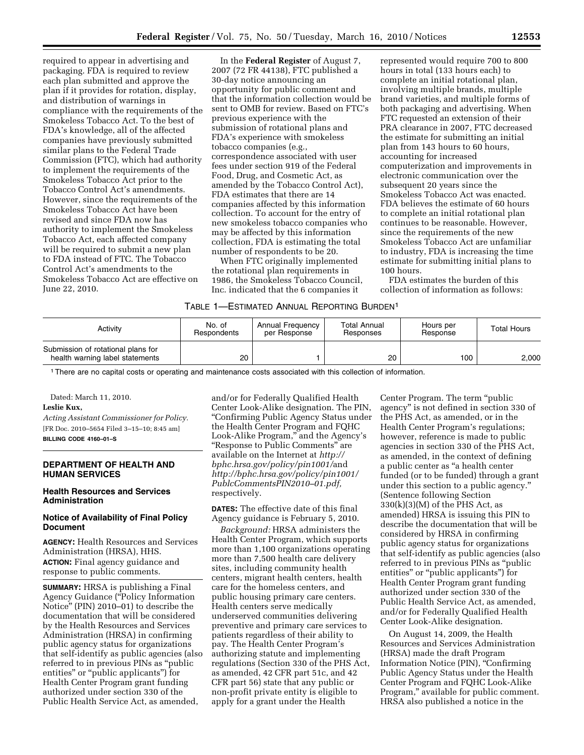required to appear in advertising and packaging. FDA is required to review each plan submitted and approve the plan if it provides for rotation, display, and distribution of warnings in compliance with the requirements of the Smokeless Tobacco Act. To the best of FDA's knowledge, all of the affected companies have previously submitted similar plans to the Federal Trade Commission (FTC), which had authority to implement the requirements of the Smokeless Tobacco Act prior to the Tobacco Control Act's amendments. However, since the requirements of the Smokeless Tobacco Act have been revised and since FDA now has authority to implement the Smokeless Tobacco Act, each affected company will be required to submit a new plan to FDA instead of FTC. The Tobacco Control Act's amendments to the Smokeless Tobacco Act are effective on June 22, 2010.

In the **Federal Register** of August 7, 2007 (72 FR 44138), FTC published a 30-day notice announcing an opportunity for public comment and that the information collection would be sent to OMB for review. Based on FTC's previous experience with the submission of rotational plans and FDA's experience with smokeless tobacco companies (e.g., correspondence associated with user fees under section 919 of the Federal Food, Drug, and Cosmetic Act, as amended by the Tobacco Control Act), FDA estimates that there are 14 companies affected by this information collection. To account for the entry of new smokeless tobacco companies who may be affected by this information collection, FDA is estimating the total number of respondents to be 20.

When FTC originally implemented the rotational plan requirements in 1986, the Smokeless Tobacco Council, Inc. indicated that the 6 companies it represented would require 700 to 800 hours in total (133 hours each) to complete an initial rotational plan, involving multiple brands, multiple brand varieties, and multiple forms of both packaging and advertising. When FTC requested an extension of their PRA clearance in 2007, FTC decreased the estimate for submitting an initial plan from 143 hours to 60 hours, accounting for increased computerization and improvements in electronic communication over the subsequent 20 years since the Smokeless Tobacco Act was enacted. FDA believes the estimate of 60 hours to complete an initial rotational plan continues to be reasonable. However, since the requirements of the new Smokeless Tobacco Act are unfamiliar to industry, FDA is increasing the time estimate for submitting initial plans to 100 hours.

FDA estimates the burden of this collection of information as follows:

TABLE 1—ESTIMATED ANNUAL REPORTING BURDEN[1]

| Activity | No. of Respondents | Annual Frequency per Response | Total Annual Responses | Hours per Response | Total Hours |
|---|---|---|---|---|---|
| Submission of rotational plans for health warning label statements | 20 | 1 | 20 | 100 | 2,000 |

[1] There are no capital costs or operating and maintenance costs associated with this collection of information.

Dated: March 11, 2010.

**Leslie Kux,**

*Acting Assistant Commissioner for Policy.*

[FR Doc. 2010–5654 Filed 3–15–10; 8:45 am]

**BILLING CODE 4160–01–S**

## DEPARTMENT OF HEALTH AND HUMAN SERVICES

### Health Resources and Services Administration

### Notice of Availability of Final Policy Document

**AGENCY:** Health Resources and Services Administration (HRSA), HHS.

**ACTION:** Final agency guidance and response to public comments.

**SUMMARY:** HRSA is publishing a Final Agency Guidance ("Policy Information Notice" (PIN) 2010–01) to describe the documentation that will be considered by the Health Resources and Services Administration (HRSA) in confirming public agency status for organizations that self-identify as public agencies (also referred to in previous PINs as "public entities" or "public applicants") for Health Center Program grant funding authorized under section 330 of the Public Health Service Act, as amended, and/or for Federally Qualified Health Center Look-Alike designation. The PIN, "Confirming Public Agency Status under the Health Center Program and FQHC Look-Alike Program," and the Agency's "Response to Public Comments" are available on the Internet at *http://bphc.hrsa.gov/policy/pin1001/*and *http://bphc.hrsa.gov/policy/pin1001/PublcCommentsPIN2010–01.pdf,* respectively.

**DATES:** The effective date of this final Agency guidance is February 5, 2010.

*Background:* HRSA administers the Health Center Program, which supports more than 1,100 organizations operating more than 7,500 health care delivery sites, including community health centers, migrant health centers, health care for the homeless centers, and public housing primary care centers. Health centers serve medically underserved communities delivering preventive and primary care services to patients regardless of their ability to pay. The Health Center Program's authorizing statute and implementing regulations (Section 330 of the PHS Act, as amended, 42 CFR part 51c, and 42 CFR part 56) state that any public or non-profit private entity is eligible to apply for a grant under the Health Center Program. The term "public agency" is not defined in section 330 of the PHS Act, as amended, or in the Health Center Program's regulations; however, reference is made to public agencies in section 330 of the PHS Act, as amended, in the context of defining a public center as "a health center funded (or to be funded) through a grant under this section to a public agency." (Sentence following Section 330(k)(3)(M) of the PHS Act, as amended) HRSA is issuing this PIN to describe the documentation that will be considered by HRSA in confirming public agency status for organizations that self-identify as public agencies (also referred to in previous PINs as "public entities" or "public applicants") for Health Center Program grant funding authorized under section 330 of the Public Health Service Act, as amended, and/or for Federally Qualified Health Center Look-Alike designation.

On August 14, 2009, the Health Resources and Services Administration (HRSA) made the draft Program Information Notice (PIN), "Confirming Public Agency Status under the Health Center Program and FQHC Look-Alike Program," available for public comment. HRSA also published a notice in the